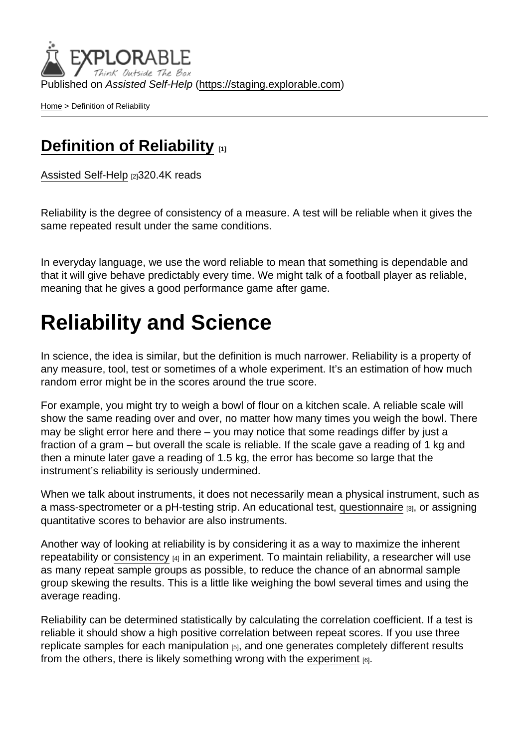Published on *Assisted Self-Help* (https://staging.explorable.com)

Home > Definition of Reliability

## Definition of Reliability [1]

Assisted Self-Help [2]320.4K reads

Reliability is the degree of consistency of a measure. A test will be reliable when it gives the same repeated result under the same conditions.

In everyday language, we use the word reliable to mean that something is dependable and that it will give behave predictably every time. We might talk of a football player as reliable, meaning that he gives a good performance game after game.

# Reliability and Science

In science, the idea is similar, but the definition is much narrower. Reliability is a property of any measure, tool, test or sometimes of a whole experiment. It's an estimation of how much random error might be in the scores around the true score.

For example, you might try to weigh a bowl of flour on a kitchen scale. A reliable scale will show the same reading over and over, no matter how many times you weigh the bowl. There may be slight error here and there – you may notice that some readings differ by just a fraction of a gram – but overall the scale is reliable. If the scale gave a reading of 1 kg and then a minute later gave a reading of 1.5 kg, the error has become so large that the instrument's reliability is seriously undermined.

When we talk about instruments, it does not necessarily mean a physical instrument, such as a mass-spectrometer or a pH-testing strip. An educational test, questionnaire [3], or assigning quantitative scores to behavior are also instruments.

Another way of looking at reliability is by considering it as a way to maximize the inherent repeatability or consistency [4] in an experiment. To maintain reliability, a researcher will use as many repeat sample groups as possible, to reduce the chance of an abnormal sample group skewing the results. This is a little like weighing the bowl several times and using the average reading.

Reliability can be determined statistically by calculating the correlation coefficient. If a test is reliable it should show a high positive correlation between repeat scores. If you use three replicate samples for each manipulation [5], and one generates completely different results from the others, there is likely something wrong with the experiment [6].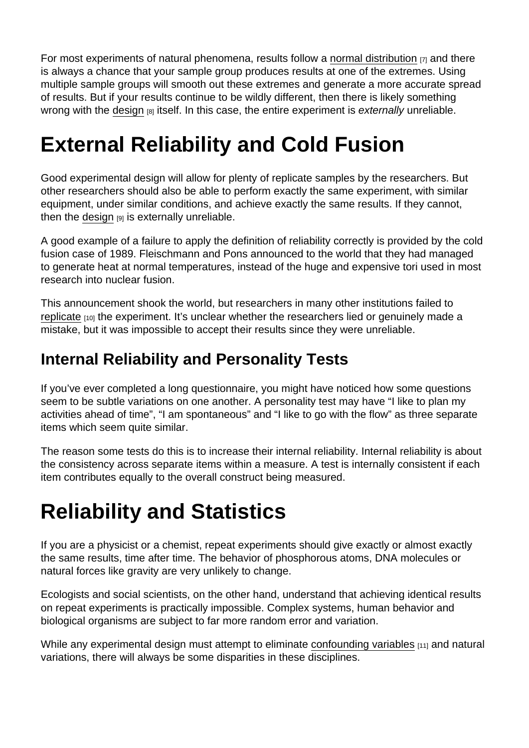For most experiments of natural phenomena, results follow a normal distribution [7] and there is always a chance that your sample group produces results at one of the extremes. Using multiple sample groups will smooth out these extremes and generate a more accurate spread of results. But if your results continue to be wildly different, then there is likely something wrong with the design [8] itself. In this case, the entire experiment is *externally* unreliable.

# External Reliability and Cold Fusion

Good experimental design will allow for plenty of replicate samples by the researchers. But other researchers should also be able to perform exactly the same experiment, with similar equipment, under similar conditions, and achieve exactly the same results. If they cannot, then the design [9] is externally unreliable.

A good example of a failure to apply the definition of reliability correctly is provided by the cold fusion case of 1989. Fleischmann and Pons announced to the world that they had managed to generate heat at normal temperatures, instead of the huge and expensive tori used in most research into nuclear fusion.

This announcement shook the world, but researchers in many other institutions failed to replicate [10] the experiment. It's unclear whether the researchers lied or genuinely made a mistake, but it was impossible to accept their results since they were unreliable.

## Internal Reliability and Personality Tests

If you've ever completed a long questionnaire, you might have noticed how some questions seem to be subtle variations on one another. A personality test may have "I like to plan my activities ahead of time", "I am spontaneous" and "I like to go with the flow" as three separate items which seem quite similar.

The reason some tests do this is to increase their internal reliability. Internal reliability is about the consistency across separate items within a measure. A test is internally consistent if each item contributes equally to the overall construct being measured.

# Reliability and Statistics

If you are a physicist or a chemist, repeat experiments should give exactly or almost exactly the same results, time after time. The behavior of phosphorous atoms, DNA molecules or natural forces like gravity are very unlikely to change.

Ecologists and social scientists, on the other hand, understand that achieving identical results on repeat experiments is practically impossible. Complex systems, human behavior and biological organisms are subject to far more random error and variation.

While any experimental design must attempt to eliminate confounding variables [11] and natural variations, there will always be some disparities in these disciplines.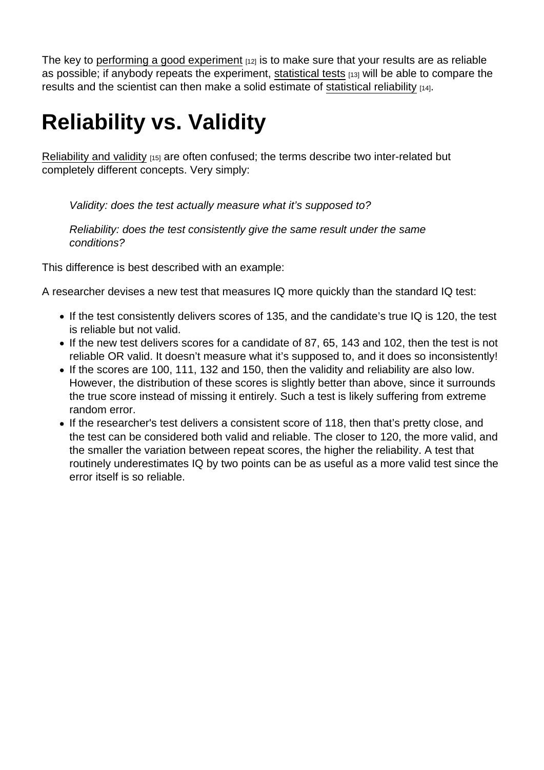The key to performing a good experiment [12] is to make sure that your results are as reliable as possible; if anybody repeats the experiment, statistical tests [13] will be able to compare the results and the scientist can then make a solid estimate of statistical reliability [14].

# Reliability vs. Validity

Reliability and validity [15] are often confused; the terms describe two inter-related but completely different concepts. Very simply:

> *Validity: does the test actually measure what it's supposed to?*
>
> *Reliability: does the test consistently give the same result under the same conditions?*

This difference is best described with an example:

A researcher devises a new test that measures IQ more quickly than the standard IQ test:

- If the test consistently delivers scores of 135, and the candidate's true IQ is 120, the test is reliable but not valid.
- If the new test delivers scores for a candidate of 87, 65, 143 and 102, then the test is not reliable OR valid. It doesn't measure what it's supposed to, and it does so inconsistently!
- If the scores are 100, 111, 132 and 150, then the validity and reliability are also low. However, the distribution of these scores is slightly better than above, since it surrounds the true score instead of missing it entirely. Such a test is likely suffering from extreme random error.
- If the researcher's test delivers a consistent score of 118, then that's pretty close, and the test can be considered both valid and reliable. The closer to 120, the more valid, and the smaller the variation between repeat scores, the higher the reliability. A test that routinely underestimates IQ by two points can be as useful as a more valid test since the error itself is so reliable.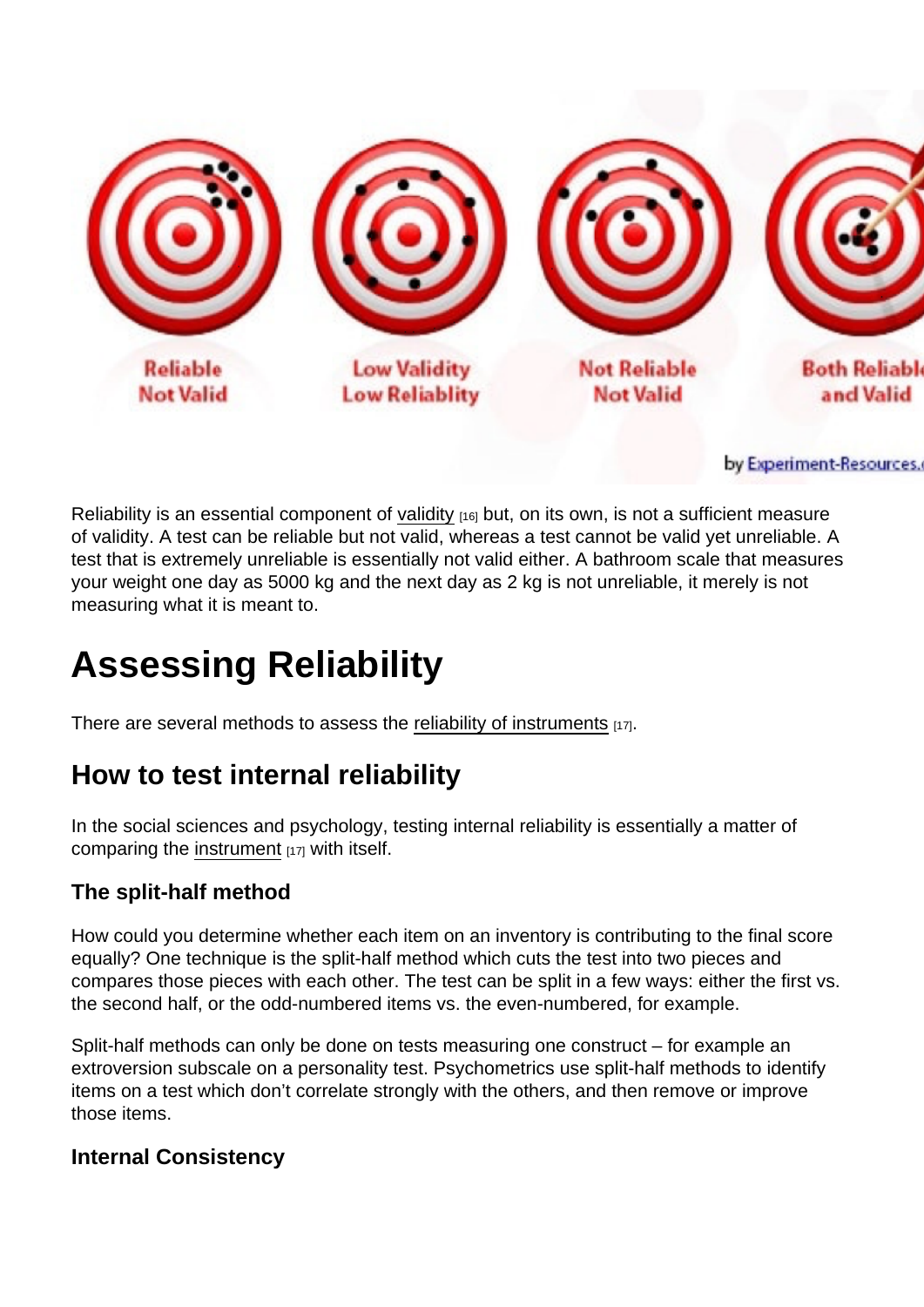Reliability is an essential component of validity [16] but, on its own, is not a sufficient measure of validity. A test can be reliable but not valid, whereas a test cannot be valid yet unreliable. A test that is extremely unreliable is essentially not valid either. A bathroom scale that measures your weight one day as 5000 kg and the next day as 2 kg is not unreliable, it merely is not measuring what it is meant to.

# Assessing Reliability

There are several methods to assess the reliability of instruments [17].

## How to test internal reliability

In the social sciences and psychology, testing internal reliability is essentially a matter of comparing the instrument [17] with itself.

### The split-half method

How could you determine whether each item on an inventory is contributing to the final score equally? One technique is the split-half method which cuts the test into two pieces and compares those pieces with each other. The test can be split in a few ways: either the first vs. the second half, or the odd-numbered items vs. the even-numbered, for example.

Split-half methods can only be done on tests measuring one construct – for example an extroversion subscale on a personality test. Psychometrics use split-half methods to identify items on a test which don't correlate strongly with the others, and then remove or improve those items.

### Internal Consistency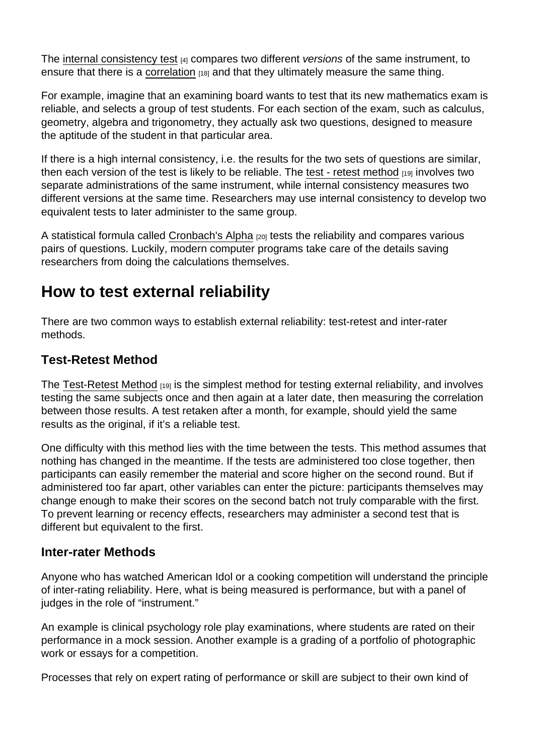The internal consistency test [4] compares two different *versions* of the same instrument, to ensure that there is a correlation [18] and that they ultimately measure the same thing.

For example, imagine that an examining board wants to test that its new mathematics exam is reliable, and selects a group of test students. For each section of the exam, such as calculus, geometry, algebra and trigonometry, they actually ask two questions, designed to measure the aptitude of the student in that particular area.

If there is a high internal consistency, i.e. the results for the two sets of questions are similar, then each version of the test is likely to be reliable. The test - retest method [19] involves two separate administrations of the same instrument, while internal consistency measures two different versions at the same time. Researchers may use internal consistency to develop two equivalent tests to later administer to the same group.

A statistical formula called Cronbach's Alpha [20] tests the reliability and compares various pairs of questions. Luckily, modern computer programs take care of the details saving researchers from doing the calculations themselves.

## How to test external reliability

There are two common ways to establish external reliability: test-retest and inter-rater methods.

### Test-Retest Method

The Test-Retest Method [19] is the simplest method for testing external reliability, and involves testing the same subjects once and then again at a later date, then measuring the correlation between those results. A test retaken after a month, for example, should yield the same results as the original, if it's a reliable test.

One difficulty with this method lies with the time between the tests. This method assumes that nothing has changed in the meantime. If the tests are administered too close together, then participants can easily remember the material and score higher on the second round. But if administered too far apart, other variables can enter the picture: participants themselves may change enough to make their scores on the second batch not truly comparable with the first. To prevent learning or recency effects, researchers may administer a second test that is different but equivalent to the first.

### Inter-rater Methods

Anyone who has watched American Idol or a cooking competition will understand the principle of inter-rating reliability. Here, what is being measured is performance, but with a panel of judges in the role of "instrument."

An example is clinical psychology role play examinations, where students are rated on their performance in a mock session. Another example is a grading of a portfolio of photographic work or essays for a competition.

Processes that rely on expert rating of performance or skill are subject to their own kind of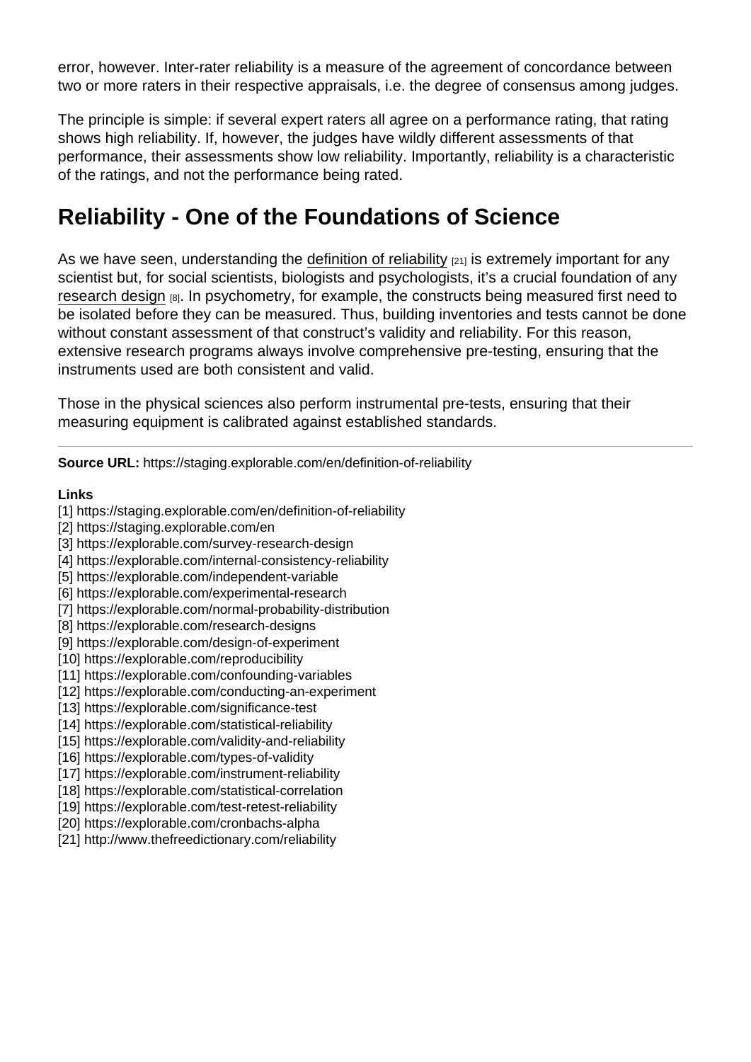error, however. Inter-rater reliability is a measure of the agreement of concordance between two or more raters in their respective appraisals, i.e. the degree of consensus among judges.

The principle is simple: if several expert raters all agree on a performance rating, that rating shows high reliability. If, however, the judges have wildly different assessments of that performance, their assessments show low reliability. Importantly, reliability is a characteristic of the ratings, and not the performance being rated.

## Reliability - One of the Foundations of Science

As we have seen, understanding the definition of reliability [21] is extremely important for any scientist but, for social scientists, biologists and psychologists, it's a crucial foundation of any research design [8]. In psychometry, for example, the constructs being measured first need to be isolated before they can be measured. Thus, building inventories and tests cannot be done without constant assessment of that construct's validity and reliability. For this reason, extensive research programs always involve comprehensive pre-testing, ensuring that the instruments used are both consistent and valid.

Those in the physical sciences also perform instrumental pre-tests, ensuring that their measuring equipment is calibrated against established standards.

---

**Source URL:** https://staging.explorable.com/en/definition-of-reliability

**Links**
[1] https://staging.explorable.com/en/definition-of-reliability
[2] https://staging.explorable.com/en
[3] https://explorable.com/survey-research-design
[4] https://explorable.com/internal-consistency-reliability
[5] https://explorable.com/independent-variable
[6] https://explorable.com/experimental-research
[7] https://explorable.com/normal-probability-distribution
[8] https://explorable.com/research-designs
[9] https://explorable.com/design-of-experiment
[10] https://explorable.com/reproducibility
[11] https://explorable.com/confounding-variables
[12] https://explorable.com/conducting-an-experiment
[13] https://explorable.com/significance-test
[14] https://explorable.com/statistical-reliability
[15] https://explorable.com/validity-and-reliability
[16] https://explorable.com/types-of-validity
[17] https://explorable.com/instrument-reliability
[18] https://explorable.com/statistical-correlation
[19] https://explorable.com/test-retest-reliability
[20] https://explorable.com/cronbachs-alpha
[21] http://www.thefreedictionary.com/reliability